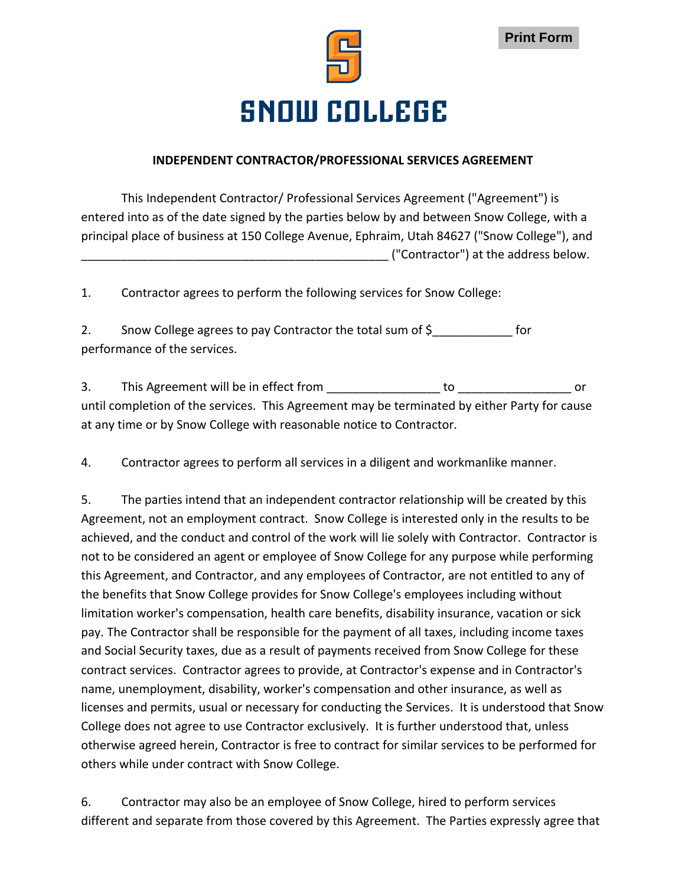Print Form

# SNOW COLLEGE

## INDEPENDENT CONTRACTOR/PROFESSIONAL SERVICES AGREEMENT

This Independent Contractor/ Professional Services Agreement ("Agreement") is entered into as of the date signed by the parties below by and between Snow College, with a principal place of business at 150 College Avenue, Ephraim, Utah 84627 ("Snow College"), and _______________________________________________ ("Contractor") at the address below.

1. Contractor agrees to perform the following services for Snow College:

2. Snow College agrees to pay Contractor the total sum of $____________ for performance of the services.

3. This Agreement will be in effect from _________________ to _________________ or until completion of the services. This Agreement may be terminated by either Party for cause at any time or by Snow College with reasonable notice to Contractor.

4. Contractor agrees to perform all services in a diligent and workmanlike manner.

5. The parties intend that an independent contractor relationship will be created by this Agreement, not an employment contract. Snow College is interested only in the results to be achieved, and the conduct and control of the work will lie solely with Contractor. Contractor is not to be considered an agent or employee of Snow College for any purpose while performing this Agreement, and Contractor, and any employees of Contractor, are not entitled to any of the benefits that Snow College provides for Snow College's employees including without limitation worker's compensation, health care benefits, disability insurance, vacation or sick pay. The Contractor shall be responsible for the payment of all taxes, including income taxes and Social Security taxes, due as a result of payments received from Snow College for these contract services. Contractor agrees to provide, at Contractor's expense and in Contractor's name, unemployment, disability, worker's compensation and other insurance, as well as licenses and permits, usual or necessary for conducting the Services. It is understood that Snow College does not agree to use Contractor exclusively. It is further understood that, unless otherwise agreed herein, Contractor is free to contract for similar services to be performed for others while under contract with Snow College.

6. Contractor may also be an employee of Snow College, hired to perform services different and separate from those covered by this Agreement. The Parties expressly agree that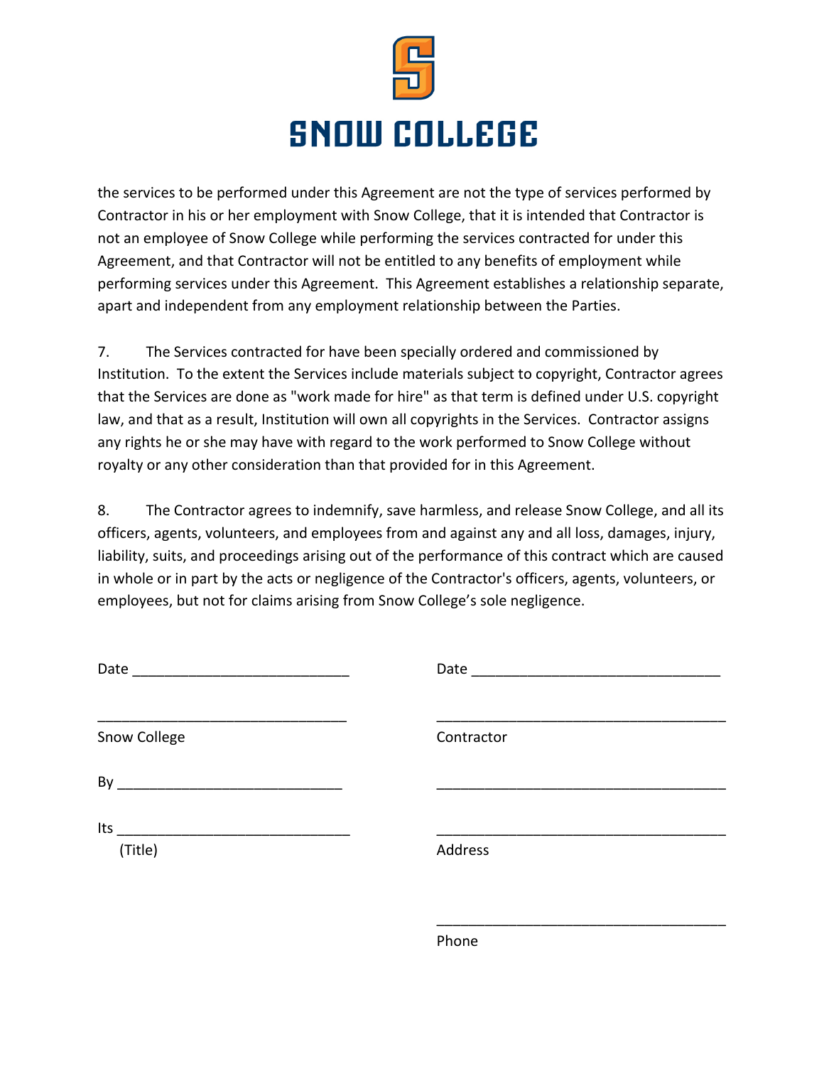# SNOW COLLEGE

the services to be performed under this Agreement are not the type of services performed by Contractor in his or her employment with Snow College, that it is intended that Contractor is not an employee of Snow College while performing the services contracted for under this Agreement, and that Contractor will not be entitled to any benefits of employment while performing services under this Agreement. This Agreement establishes a relationship separate, apart and independent from any employment relationship between the Parties.

7. The Services contracted for have been specially ordered and commissioned by Institution. To the extent the Services include materials subject to copyright, Contractor agrees that the Services are done as "work made for hire" as that term is defined under U.S. copyright law, and that as a result, Institution will own all copyrights in the Services. Contractor assigns any rights he or she may have with regard to the work performed to Snow College without royalty or any other consideration than that provided for in this Agreement.

8. The Contractor agrees to indemnify, save harmless, and release Snow College, and all its officers, agents, volunteers, and employees from and against any and all loss, damages, injury, liability, suits, and proceedings arising out of the performance of this contract which are caused in whole or in part by the acts or negligence of the Contractor's officers, agents, volunteers, or employees, but not for claims arising from Snow College's sole negligence.

Date ___________________________

_______________________________
Snow College

By ____________________________

Its ____________________________
(Title)

Date _______________________________

___________________________________
Contractor

___________________________________

___________________________________
Address

___________________________________
Phone